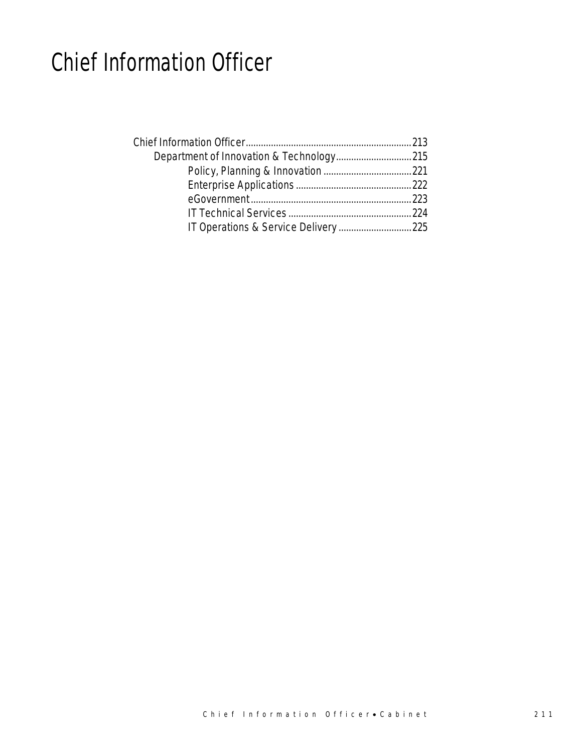# Chief Information Officer

- Chief Information Officer....................................................................213
  - Department of Innovation & Technology..............................215
    - Policy, Planning & Innovation ....................................221
    - Enterprise Applications ..............................................222
    - eGovernment................................................................223
    - IT Technical Services ..................................................224
    - IT Operations & Service Delivery .............................225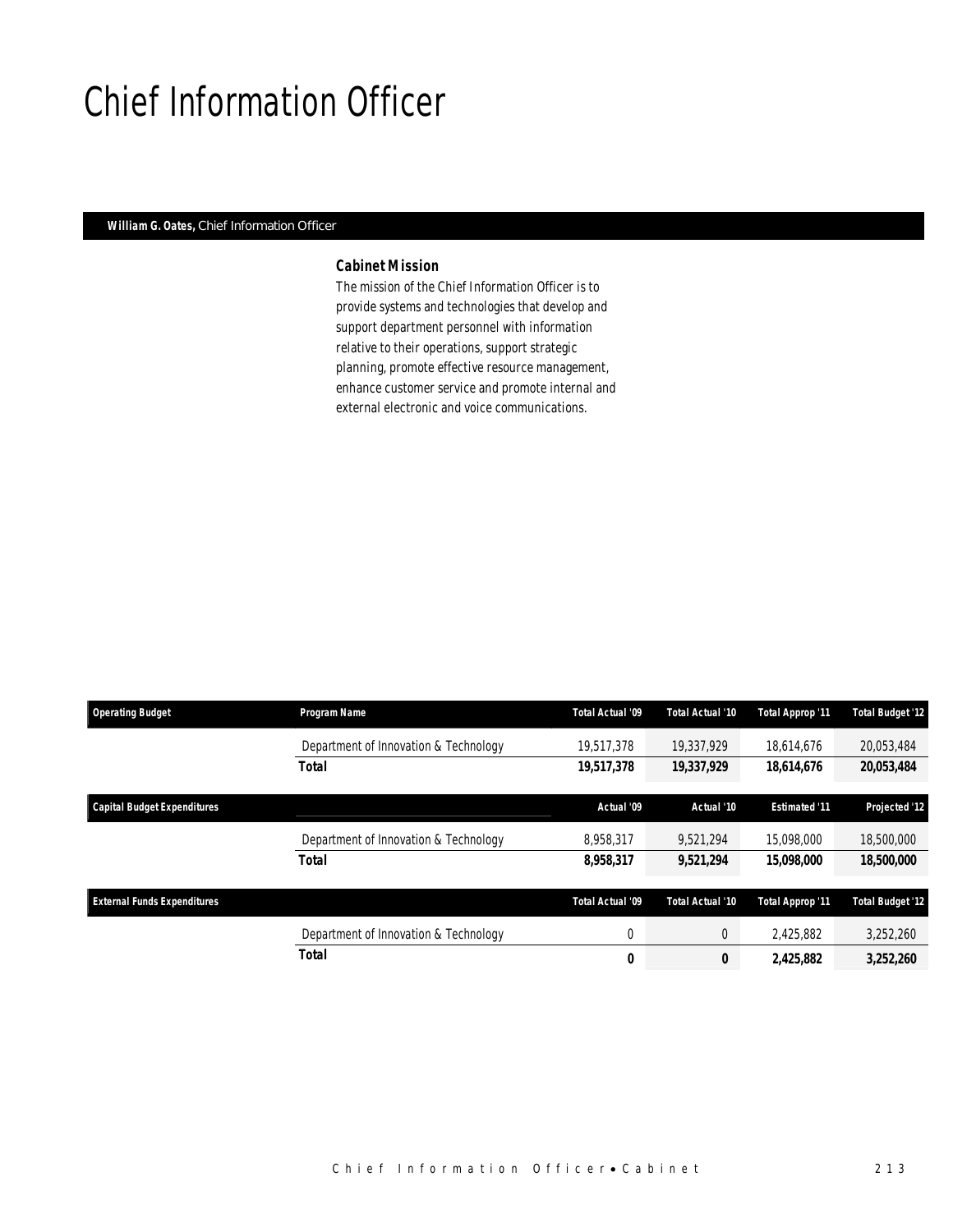# Chief Information Officer

**William G. Oates,** Chief Information Officer

### *Cabinet Mission*

*The mission of the Chief Information Officer is to provide systems and technologies that develop and support department personnel with information relative to their operations, support strategic planning, promote effective resource management, enhance customer service and promote internal and external electronic and voice communications.*

| Operating Budget | Program Name | Total Actual '09 | Total Actual '10 | Total Approp '11 | Total Budget '12 |
|---|---|---|---|---|---|
| | Department of Innovation & Technology | 19,517,378 | 19,337,929 | 18,614,676 | 20,053,484 |
| | **Total** | **19,517,378** | **19,337,929** | **18,614,676** | **20,053,484** |

| Capital Budget Expenditures | | Actual '09 | Actual '10 | Estimated '11 | Projected '12 |
|---|---|---|---|---|---|
| | Department of Innovation & Technology | 8,958,317 | 9,521,294 | 15,098,000 | 18,500,000 |
| | **Total** | **8,958,317** | **9,521,294** | **15,098,000** | **18,500,000** |

| External Funds Expenditures | | Total Actual '09 | Total Actual '10 | Total Approp '11 | Total Budget '12 |
|---|---|---|---|---|---|
| | Department of Innovation & Technology | 0 | 0 | 2,425,882 | 3,252,260 |
| | **Total** | **0** | **0** | **2,425,882** | **3,252,260** |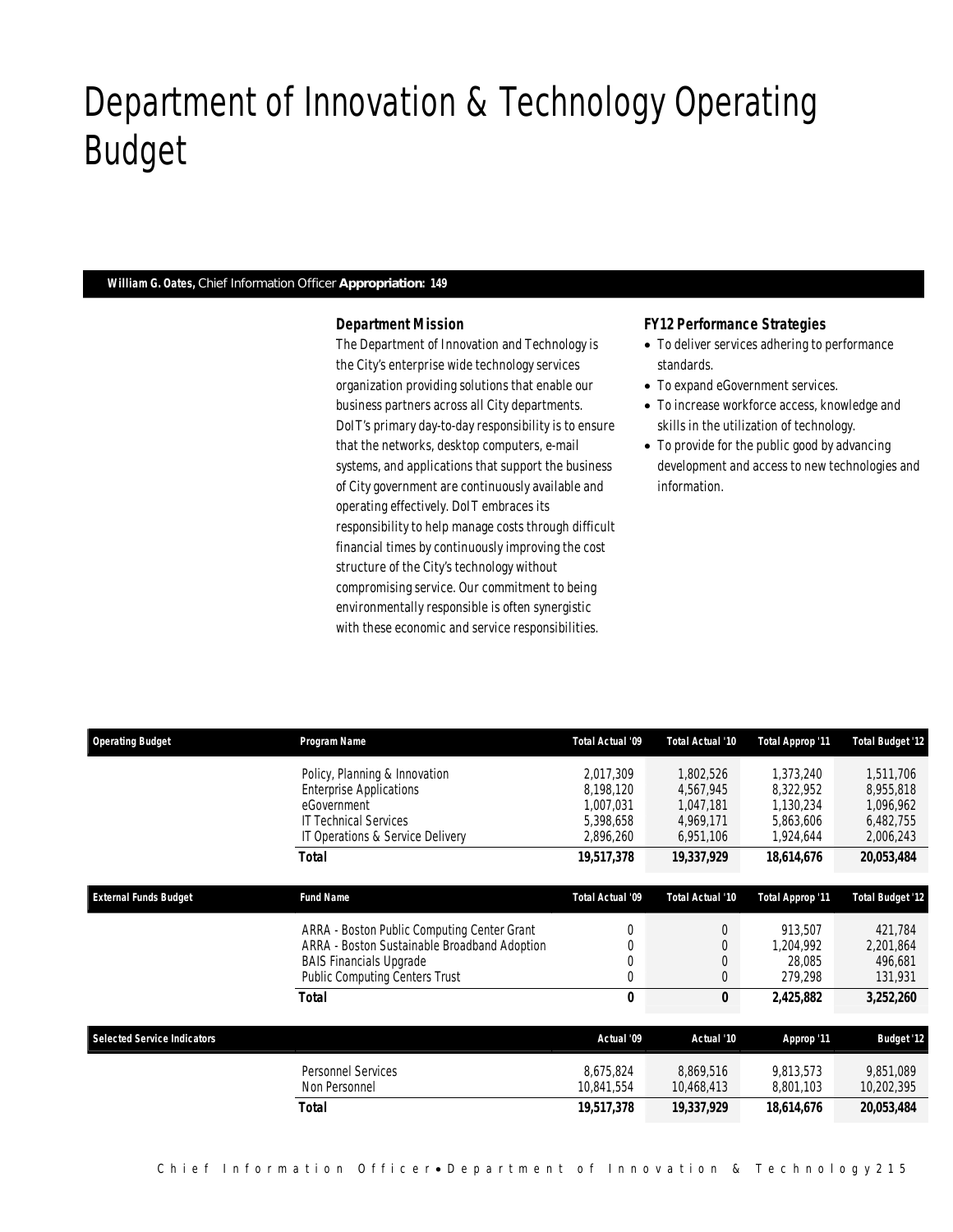# Department of Innovation & Technology Operating Budget

**William G. Oates,** Chief Information Officer **Appropriation: 149**

### Department Mission

The Department of Innovation and Technology is the City's enterprise wide technology services organization providing solutions that enable our business partners across all City departments. DoIT's primary day-to-day responsibility is to ensure that the networks, desktop computers, e-mail systems, and applications that support the business of City government are continuously available and operating effectively. DoIT embraces its responsibility to help manage costs through difficult financial times by continuously improving the cost structure of the City's technology without compromising service. Our commitment to being environmentally responsible is often synergistic with these economic and service responsibilities.

### FY12 Performance Strategies

- To deliver services adhering to performance standards.
- To expand eGovernment services.
- To increase workforce access, knowledge and skills in the utilization of technology.
- To provide for the public good by advancing development and access to new technologies and information.

| Operating Budget | Program Name | Total Actual '09 | Total Actual '10 | Total Approp '11 | Total Budget '12 |
|---|---|---|---|---|---|
| | Policy, Planning & Innovation | 2,017,309 | 1,802,526 | 1,373,240 | 1,511,706 |
| | Enterprise Applications | 8,198,120 | 4,567,945 | 8,322,952 | 8,955,818 |
| | eGovernment | 1,007,031 | 1,047,181 | 1,130,234 | 1,096,962 |
| | IT Technical Services | 5,398,658 | 4,969,171 | 5,863,606 | 6,482,755 |
| | IT Operations & Service Delivery | 2,896,260 | 6,951,106 | 1,924,644 | 2,006,243 |
| | **Total** | **19,517,378** | **19,337,929** | **18,614,676** | **20,053,484** |

| External Funds Budget | Fund Name | Total Actual '09 | Total Actual '10 | Total Approp '11 | Total Budget '12 |
|---|---|---|---|---|---|
| | ARRA - Boston Public Computing Center Grant | 0 | 0 | 913,507 | 421,784 |
| | ARRA - Boston Sustainable Broadband Adoption | 0 | 0 | 1,204,992 | 2,201,864 |
| | BAIS Financials Upgrade | 0 | 0 | 28,085 | 496,681 |
| | Public Computing Centers Trust | 0 | 0 | 279,298 | 131,931 |
| | **Total** | **0** | **0** | **2,425,882** | **3,252,260** |

| Selected Service Indicators | | Actual '09 | Actual '10 | Approp '11 | Budget '12 |
|---|---|---|---|---|---|
| | Personnel Services | 8,675,824 | 8,869,516 | 9,813,573 | 9,851,089 |
| | Non Personnel | 10,841,554 | 10,468,413 | 8,801,103 | 10,202,395 |
| | **Total** | **19,517,378** | **19,337,929** | **18,614,676** | **20,053,484** |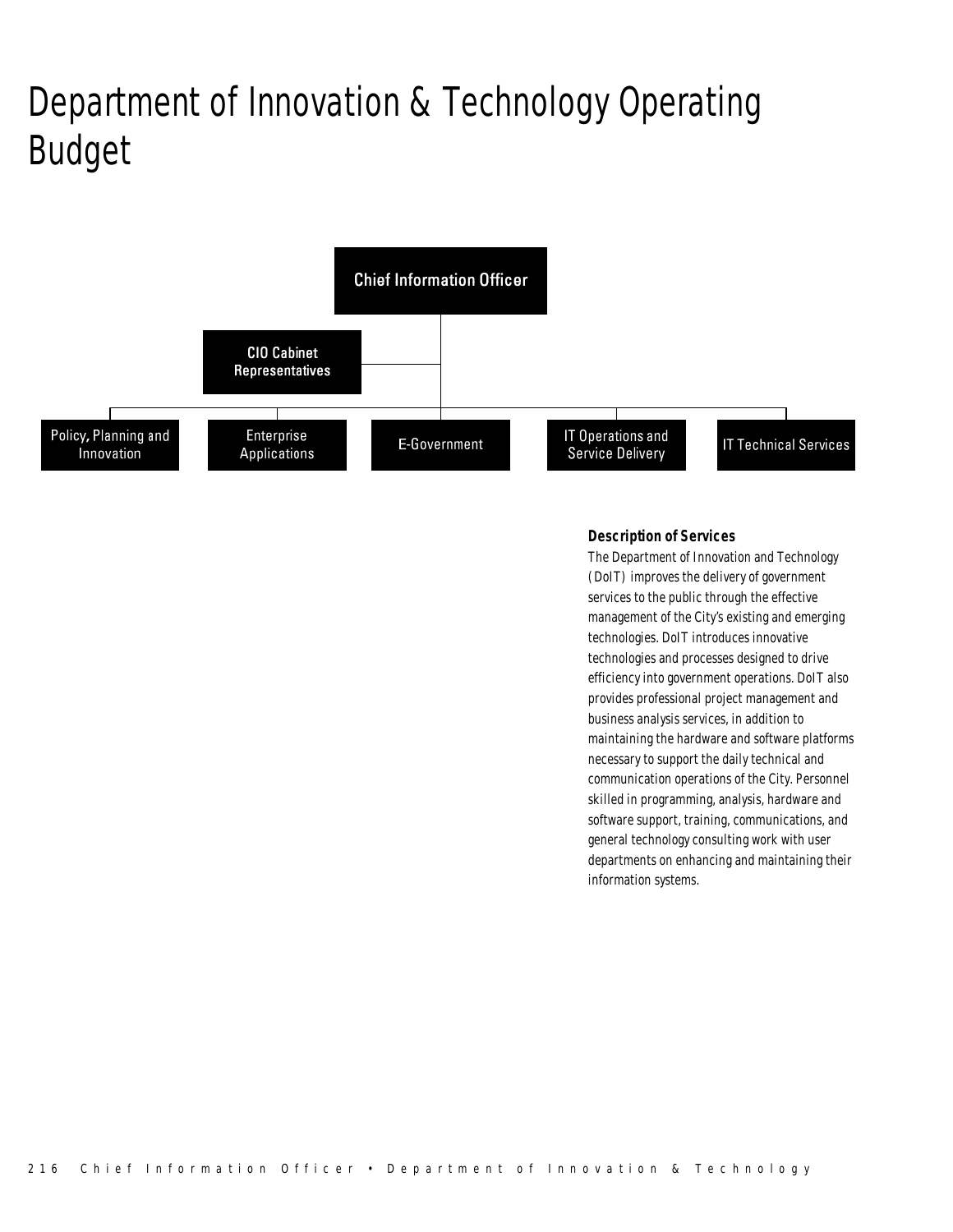# Department of Innovation & Technology Operating Budget

Chief Information Officer

CIO Cabinet Representatives

Policy, Planning and Innovation

Enterprise Applications

E-Government

IT Operations and Service Delivery

IT Technical Services

### Description of Services

The Department of Innovation and Technology (DoIT) improves the delivery of government services to the public through the effective management of the City's existing and emerging technologies. DoIT introduces innovative technologies and processes designed to drive efficiency into government operations. DoIT also provides professional project management and business analysis services, in addition to maintaining the hardware and software platforms necessary to support the daily technical and communication operations of the City. Personnel skilled in programming, analysis, hardware and software support, training, communications, and general technology consulting work with user departments on enhancing and maintaining their information systems.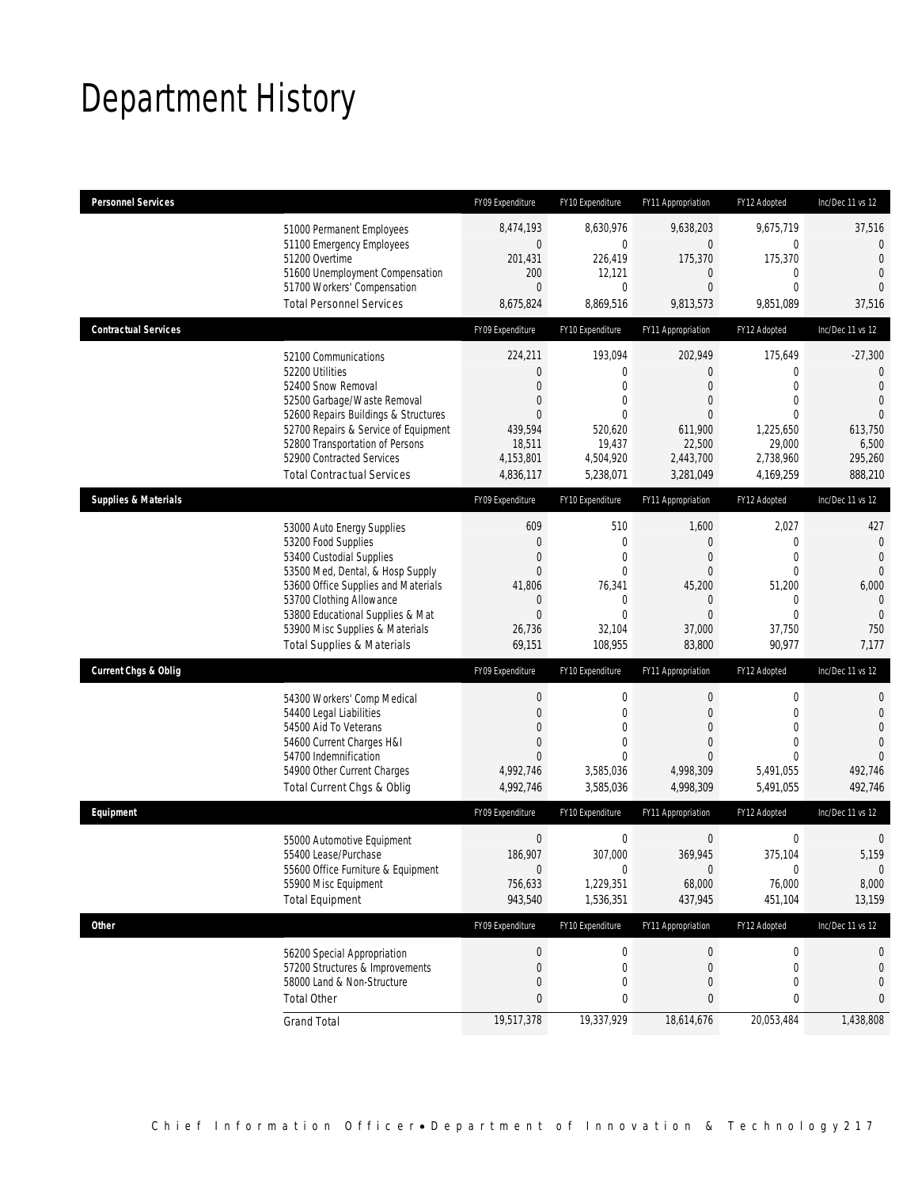# Department History

| Personnel Services | FY09 Expenditure | FY10 Expenditure | FY11 Appropriation | FY12 Adopted | Inc/Dec 11 vs 12 |
|---|---|---|---|---|---|
| 51000 Permanent Employees | 8,474,193 | 8,630,976 | 9,638,203 | 9,675,719 | 37,516 |
| 51100 Emergency Employees | 0 | 0 | 0 | 0 | 0 |
| 51200 Overtime | 201,431 | 226,419 | 175,370 | 175,370 | 0 |
| 51600 Unemployment Compensation | 200 | 12,121 | 0 | 0 | 0 |
| 51700 Workers' Compensation | 0 | 0 | 0 | 0 | 0 |
| Total Personnel Services | 8,675,824 | 8,869,516 | 9,813,573 | 9,851,089 | 37,516 |

| Contractual Services | FY09 Expenditure | FY10 Expenditure | FY11 Appropriation | FY12 Adopted | Inc/Dec 11 vs 12 |
|---|---|---|---|---|---|
| 52100 Communications | 224,211 | 193,094 | 202,949 | 175,649 | -27,300 |
| 52200 Utilities | 0 | 0 | 0 | 0 | 0 |
| 52400 Snow Removal | 0 | 0 | 0 | 0 | 0 |
| 52500 Garbage/Waste Removal | 0 | 0 | 0 | 0 | 0 |
| 52600 Repairs Buildings & Structures | 0 | 0 | 0 | 0 | 0 |
| 52700 Repairs & Service of Equipment | 439,594 | 520,620 | 611,900 | 1,225,650 | 613,750 |
| 52800 Transportation of Persons | 18,511 | 19,437 | 22,500 | 29,000 | 6,500 |
| 52900 Contracted Services | 4,153,801 | 4,504,920 | 2,443,700 | 2,738,960 | 295,260 |
| Total Contractual Services | 4,836,117 | 5,238,071 | 3,281,049 | 4,169,259 | 888,210 |

| Supplies & Materials | FY09 Expenditure | FY10 Expenditure | FY11 Appropriation | FY12 Adopted | Inc/Dec 11 vs 12 |
|---|---|---|---|---|---|
| 53000 Auto Energy Supplies | 609 | 510 | 1,600 | 2,027 | 427 |
| 53200 Food Supplies | 0 | 0 | 0 | 0 | 0 |
| 53400 Custodial Supplies | 0 | 0 | 0 | 0 | 0 |
| 53500 Med, Dental, & Hosp Supply | 0 | 0 | 0 | 0 | 0 |
| 53600 Office Supplies and Materials | 41,806 | 76,341 | 45,200 | 51,200 | 6,000 |
| 53700 Clothing Allowance | 0 | 0 | 0 | 0 | 0 |
| 53800 Educational Supplies & Mat | 0 | 0 | 0 | 0 | 0 |
| 53900 Misc Supplies & Materials | 26,736 | 32,104 | 37,000 | 37,750 | 750 |
| Total Supplies & Materials | 69,151 | 108,955 | 83,800 | 90,977 | 7,177 |

| Current Chgs & Oblig | FY09 Expenditure | FY10 Expenditure | FY11 Appropriation | FY12 Adopted | Inc/Dec 11 vs 12 |
|---|---|---|---|---|---|
| 54300 Workers' Comp Medical | 0 | 0 | 0 | 0 | 0 |
| 54400 Legal Liabilities | 0 | 0 | 0 | 0 | 0 |
| 54500 Aid To Veterans | 0 | 0 | 0 | 0 | 0 |
| 54600 Current Charges H&I | 0 | 0 | 0 | 0 | 0 |
| 54700 Indemnification | 0 | 0 | 0 | 0 | 0 |
| 54900 Other Current Charges | 4,992,746 | 3,585,036 | 4,998,309 | 5,491,055 | 492,746 |
| Total Current Chgs & Oblig | 4,992,746 | 3,585,036 | 4,998,309 | 5,491,055 | 492,746 |

| Equipment | FY09 Expenditure | FY10 Expenditure | FY11 Appropriation | FY12 Adopted | Inc/Dec 11 vs 12 |
|---|---|---|---|---|---|
| 55000 Automotive Equipment | 0 | 0 | 0 | 0 | 0 |
| 55400 Lease/Purchase | 186,907 | 307,000 | 369,945 | 375,104 | 5,159 |
| 55600 Office Furniture & Equipment | 0 | 0 | 0 | 0 | 0 |
| 55900 Misc Equipment | 756,633 | 1,229,351 | 68,000 | 76,000 | 8,000 |
| Total Equipment | 943,540 | 1,536,351 | 437,945 | 451,104 | 13,159 |

| Other | FY09 Expenditure | FY10 Expenditure | FY11 Appropriation | FY12 Adopted | Inc/Dec 11 vs 12 |
|---|---|---|---|---|---|
| 56200 Special Appropriation | 0 | 0 | 0 | 0 | 0 |
| 57200 Structures & Improvements | 0 | 0 | 0 | 0 | 0 |
| 58000 Land & Non-Structure | 0 | 0 | 0 | 0 | 0 |
| Total Other | 0 | 0 | 0 | 0 | 0 |
| Grand Total | 19,517,378 | 19,337,929 | 18,614,676 | 20,053,484 | 1,438,808 |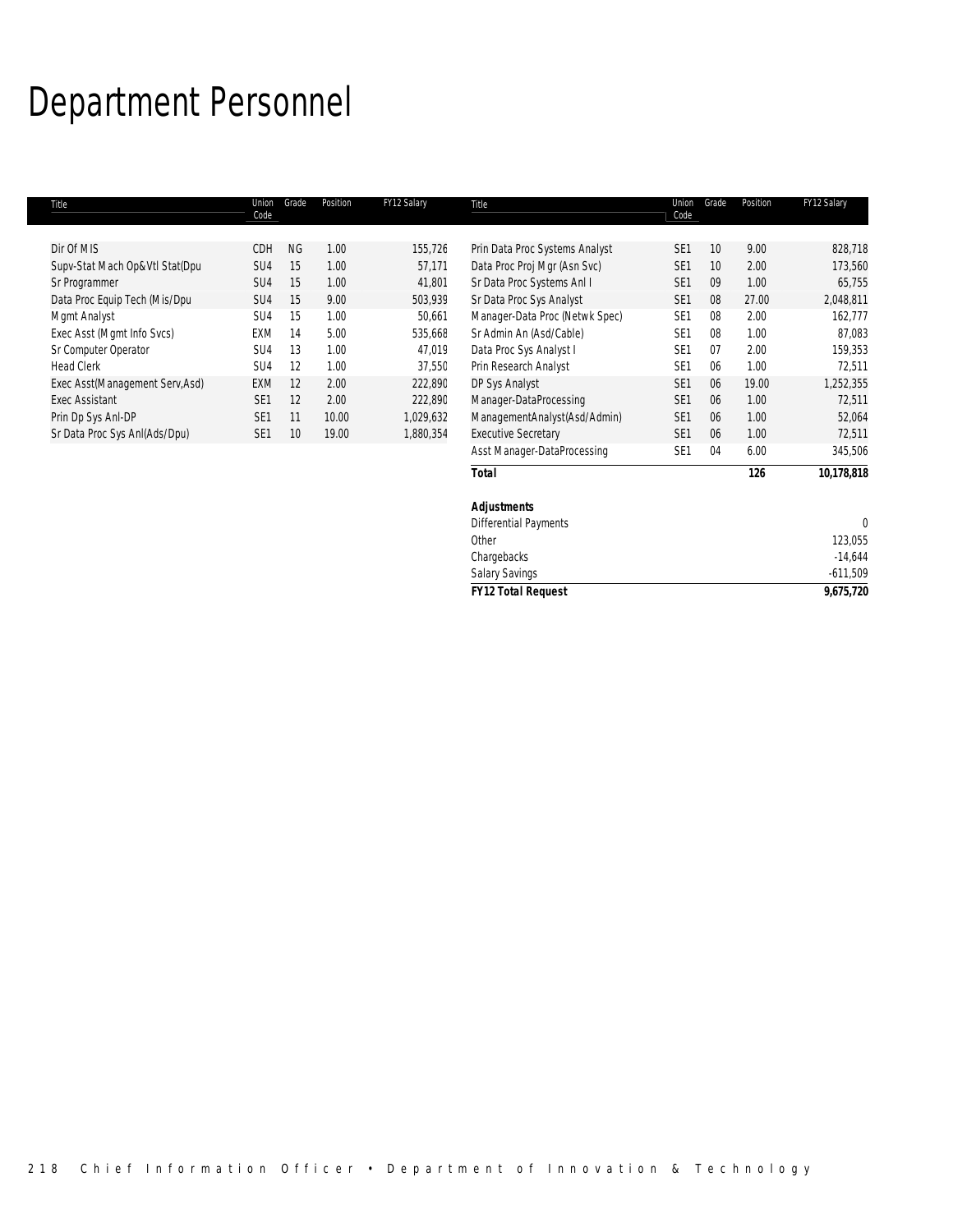# Department Personnel

| Title | Union Code | Grade | Position | FY12 Salary |
|---|---|---|---|---|
| Dir Of MIS | CDH | NG | 1.00 | 155,726 |
| Supv-Stat Mach Op&Vtl Stat(Dpu | SU4 | 15 | 1.00 | 57,171 |
| Sr Programmer | SU4 | 15 | 1.00 | 41,801 |
| Data Proc Equip Tech (Mis/Dpu | SU4 | 15 | 9.00 | 503,939 |
| Mgmt Analyst | SU4 | 15 | 1.00 | 50,661 |
| Exec Asst (Mgmt Info Svcs) | EXM | 14 | 5.00 | 535,668 |
| Sr Computer Operator | SU4 | 13 | 1.00 | 47,019 |
| Head Clerk | SU4 | 12 | 1.00 | 37,550 |
| Exec Asst(Management Serv,Asd) | EXM | 12 | 2.00 | 222,890 |
| Exec Assistant | SE1 | 12 | 2.00 | 222,890 |
| Prin Dp Sys Anl-DP | SE1 | 11 | 10.00 | 1,029,632 |
| Sr Data Proc Sys Anl(Ads/Dpu) | SE1 | 10 | 19.00 | 1,880,354 |
| Prin Data Proc Systems Analyst | SE1 | 10 | 9.00 | 828,718 |
| Data Proc Proj Mgr (Asn Svc) | SE1 | 10 | 2.00 | 173,560 |
| Sr Data Proc Systems Anl I | SE1 | 09 | 1.00 | 65,755 |
| Sr Data Proc Sys Analyst | SE1 | 08 | 27.00 | 2,048,811 |
| Manager-Data Proc (Netwk Spec) | SE1 | 08 | 2.00 | 162,777 |
| Sr Admin An (Asd/Cable) | SE1 | 08 | 1.00 | 87,083 |
| Data Proc Sys Analyst I | SE1 | 07 | 2.00 | 159,353 |
| Prin Research Analyst | SE1 | 06 | 1.00 | 72,511 |
| DP Sys Analyst | SE1 | 06 | 19.00 | 1,252,355 |
| Manager-DataProcessing | SE1 | 06 | 1.00 | 72,511 |
| ManagementAnalyst(Asd/Admin) | SE1 | 06 | 1.00 | 52,064 |
| Executive Secretary | SE1 | 06 | 1.00 | 72,511 |
| Asst Manager-DataProcessing | SE1 | 04 | 6.00 | 345,506 |
| **Total** | | | **126** | **10,178,818** |
| | | | | |
| ***Adjustments*** | | | | |
| Differential Payments | | | | 0 |
| Other | | | | 123,055 |
| Chargebacks | | | | -14,644 |
| Salary Savings | | | | -611,509 |
| ***FY12 Total Request*** | | | | ***9,675,720*** |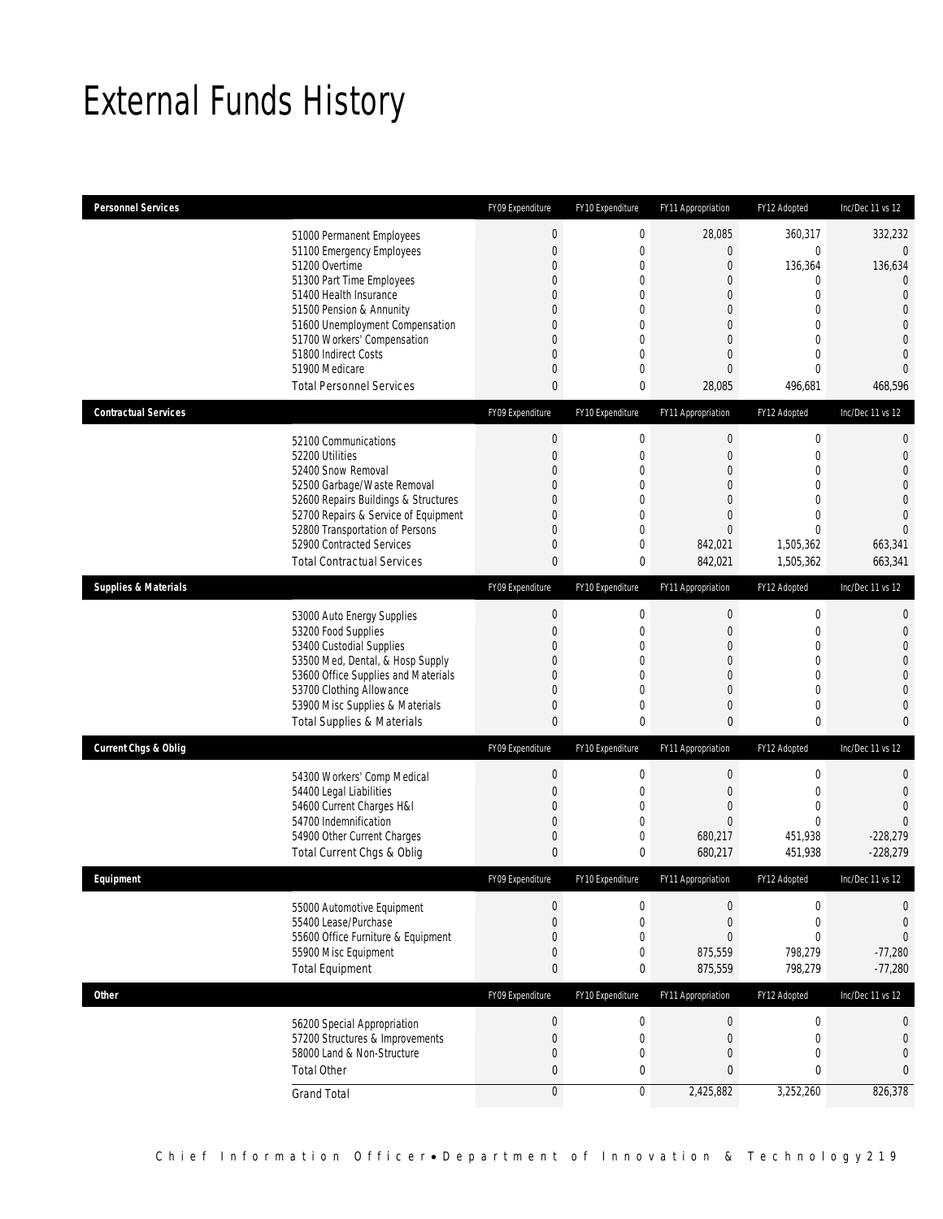# External Funds History

| Personnel Services | FY09 Expenditure | FY10 Expenditure | FY11 Appropriation | FY12 Adopted | Inc/Dec 11 vs 12 |
|---|---|---|---|---|---|
| 51000 Permanent Employees | 0 | 0 | 28,085 | 360,317 | 332,232 |
| 51100 Emergency Employees | 0 | 0 | 0 | 0 | 0 |
| 51200 Overtime | 0 | 0 | 0 | 136,364 | 136,634 |
| 51300 Part Time Employees | 0 | 0 | 0 | 0 | 0 |
| 51400 Health Insurance | 0 | 0 | 0 | 0 | 0 |
| 51500 Pension & Annunity | 0 | 0 | 0 | 0 | 0 |
| 51600 Unemployment Compensation | 0 | 0 | 0 | 0 | 0 |
| 51700 Workers' Compensation | 0 | 0 | 0 | 0 | 0 |
| 51800 Indirect Costs | 0 | 0 | 0 | 0 | 0 |
| 51900 Medicare | 0 | 0 | 0 | 0 | 0 |
| Total Personnel Services | 0 | 0 | 28,085 | 496,681 | 468,596 |

| Contractual Services | FY09 Expenditure | FY10 Expenditure | FY11 Appropriation | FY12 Adopted | Inc/Dec 11 vs 12 |
|---|---|---|---|---|---|
| 52100 Communications | 0 | 0 | 0 | 0 | 0 |
| 52200 Utilities | 0 | 0 | 0 | 0 | 0 |
| 52400 Snow Removal | 0 | 0 | 0 | 0 | 0 |
| 52500 Garbage/Waste Removal | 0 | 0 | 0 | 0 | 0 |
| 52600 Repairs Buildings & Structures | 0 | 0 | 0 | 0 | 0 |
| 52700 Repairs & Service of Equipment | 0 | 0 | 0 | 0 | 0 |
| 52800 Transportation of Persons | 0 | 0 | 0 | 0 | 0 |
| 52900 Contracted Services | 0 | 0 | 842,021 | 1,505,362 | 663,341 |
| Total Contractual Services | 0 | 0 | 842,021 | 1,505,362 | 663,341 |

| Supplies & Materials | FY09 Expenditure | FY10 Expenditure | FY11 Appropriation | FY12 Adopted | Inc/Dec 11 vs 12 |
|---|---|---|---|---|---|
| 53000 Auto Energy Supplies | 0 | 0 | 0 | 0 | 0 |
| 53200 Food Supplies | 0 | 0 | 0 | 0 | 0 |
| 53400 Custodial Supplies | 0 | 0 | 0 | 0 | 0 |
| 53500 Med, Dental, & Hosp Supply | 0 | 0 | 0 | 0 | 0 |
| 53600 Office Supplies and Materials | 0 | 0 | 0 | 0 | 0 |
| 53700 Clothing Allowance | 0 | 0 | 0 | 0 | 0 |
| 53900 Misc Supplies & Materials | 0 | 0 | 0 | 0 | 0 |
| Total Supplies & Materials | 0 | 0 | 0 | 0 | 0 |

| Current Chgs & Oblig | FY09 Expenditure | FY10 Expenditure | FY11 Appropriation | FY12 Adopted | Inc/Dec 11 vs 12 |
|---|---|---|---|---|---|
| 54300 Workers' Comp Medical | 0 | 0 | 0 | 0 | 0 |
| 54400 Legal Liabilities | 0 | 0 | 0 | 0 | 0 |
| 54600 Current Charges H&I | 0 | 0 | 0 | 0 | 0 |
| 54700 Indemnification | 0 | 0 | 0 | 0 | 0 |
| 54900 Other Current Charges | 0 | 0 | 680,217 | 451,938 | -228,279 |
| Total Current Chgs & Oblig | 0 | 0 | 680,217 | 451,938 | -228,279 |

| Equipment | FY09 Expenditure | FY10 Expenditure | FY11 Appropriation | FY12 Adopted | Inc/Dec 11 vs 12 |
|---|---|---|---|---|---|
| 55000 Automotive Equipment | 0 | 0 | 0 | 0 | 0 |
| 55400 Lease/Purchase | 0 | 0 | 0 | 0 | 0 |
| 55600 Office Furniture & Equipment | 0 | 0 | 0 | 0 | 0 |
| 55900 Misc Equipment | 0 | 0 | 875,559 | 798,279 | -77,280 |
| Total Equipment | 0 | 0 | 875,559 | 798,279 | -77,280 |

| Other | FY09 Expenditure | FY10 Expenditure | FY11 Appropriation | FY12 Adopted | Inc/Dec 11 vs 12 |
|---|---|---|---|---|---|
| 56200 Special Appropriation | 0 | 0 | 0 | 0 | 0 |
| 57200 Structures & Improvements | 0 | 0 | 0 | 0 | 0 |
| 58000 Land & Non-Structure | 0 | 0 | 0 | 0 | 0 |
| Total Other | 0 | 0 | 0 | 0 | 0 |
| Grand Total | 0 | 0 | 2,425,882 | 3,252,260 | 826,378 |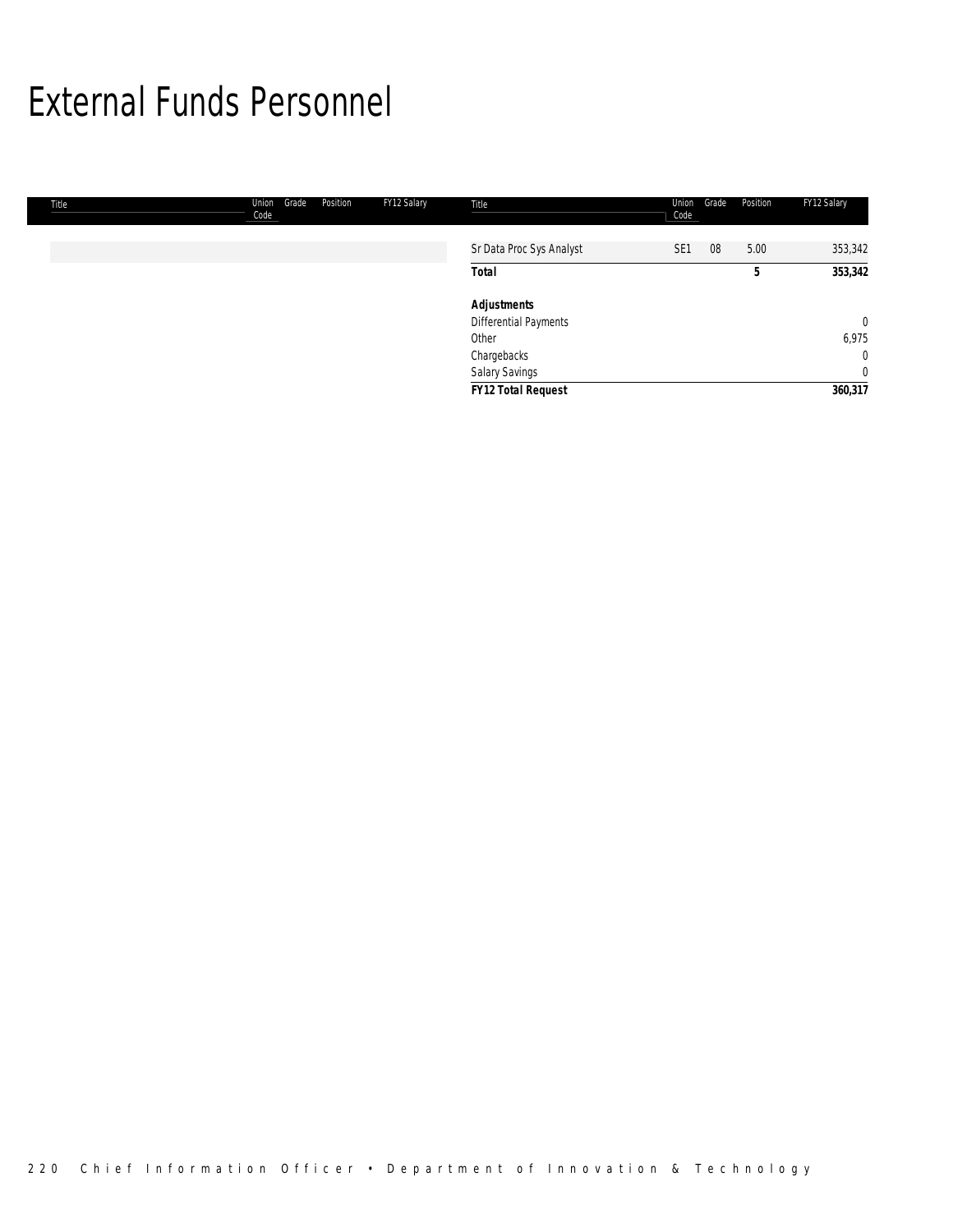# External Funds Personnel

| Title | Union Code | Grade | Position | FY12 Salary |
|---|---|---|---|---|
| Sr Data Proc Sys Analyst | SE1 | 08 | 5.00 | 353,342 |
| **Total** | | | **5** | **353,342** |
| | | | | |
| ***Adjustments*** | | | | |
| Differential Payments | | | | 0 |
| Other | | | | 6,975 |
| Chargebacks | | | | 0 |
| Salary Savings | | | | 0 |
| ***FY12 Total Request*** | | | | **360,317** |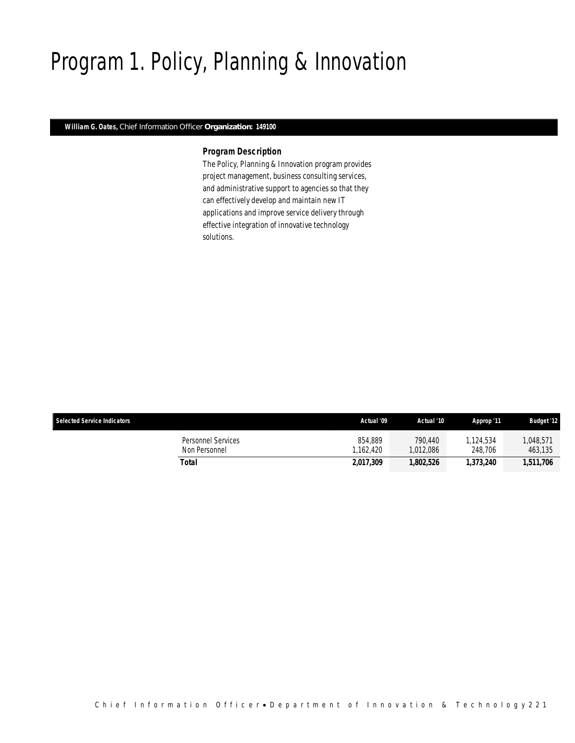# Program 1. Policy, Planning & Innovation

**William G. Oates,** Chief Information Officer **Organization: 149100**

### *Program Description*

*The Policy, Planning & Innovation program provides project management, business consulting services, and administrative support to agencies so that they can effectively develop and maintain new IT applications and improve service delivery through effective integration of innovative technology solutions.*

| Selected Service Indicators | | Actual '09 | Actual '10 | Approp '11 | Budget '12 |
|---|---|---|---|---|---|
| | Personnel Services | 854,889 | 790,440 | 1,124,534 | 1,048,571 |
| | Non Personnel | 1,162,420 | 1,012,086 | 248,706 | 463,135 |
| | **Total** | **2,017,309** | **1,802,526** | **1,373,240** | **1,511,706** |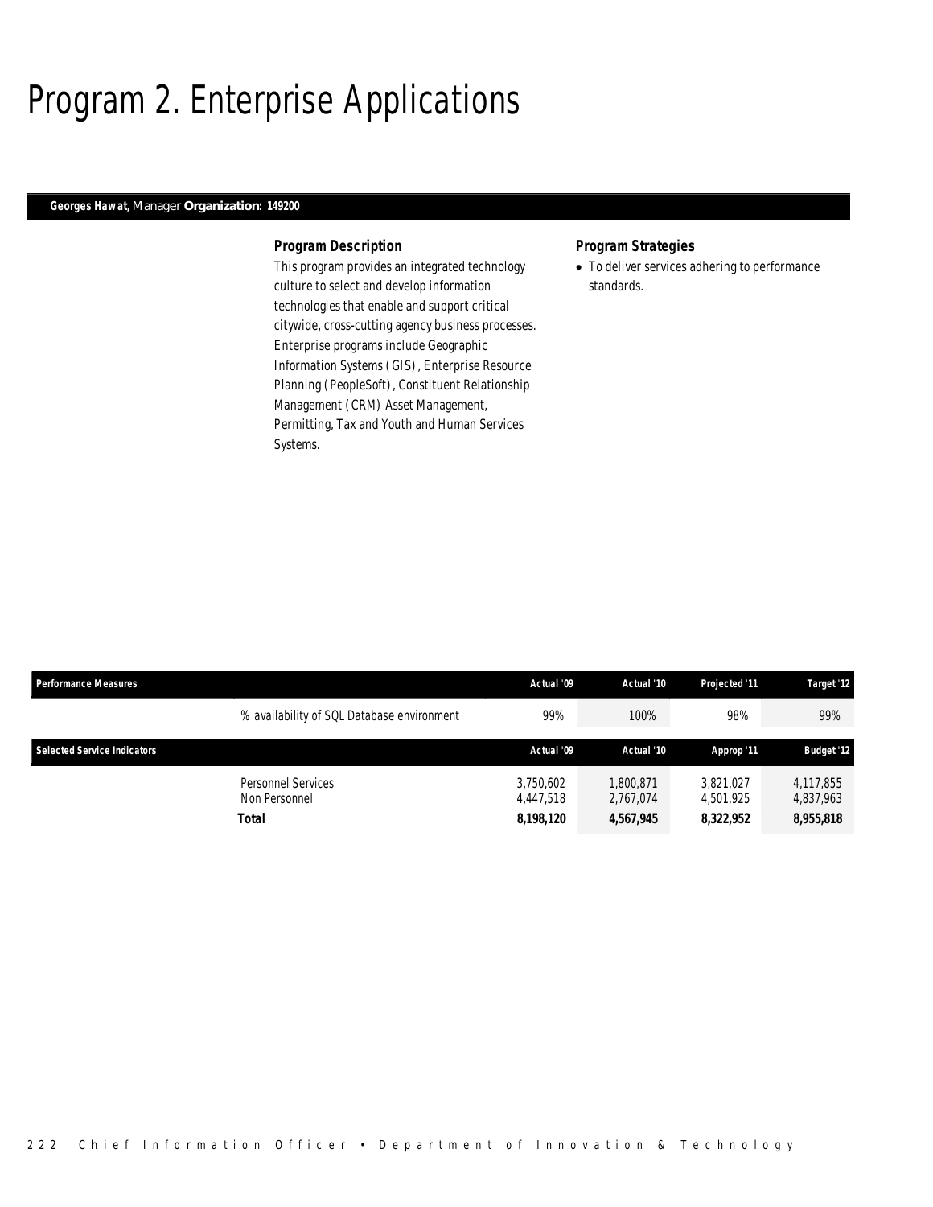# Program 2. Enterprise Applications

**Georges Hawat,** Manager **Organization: 149200**

### Program Description

This program provides an integrated technology culture to select and develop information technologies that enable and support critical citywide, cross-cutting agency business processes. Enterprise programs include Geographic Information Systems (GIS), Enterprise Resource Planning (PeopleSoft), Constituent Relationship Management (CRM) Asset Management, Permitting, Tax and Youth and Human Services Systems.

### Program Strategies

- To deliver services adhering to performance standards.

| Performance Measures | | Actual '09 | Actual '10 | Projected '11 | Target '12 |
|---|---|---|---|---|---|
| | % availability of SQL Database environment | 99% | 100% | 98% | 99% |

| Selected Service Indicators | | Actual '09 | Actual '10 | Approp '11 | Budget '12 |
|---|---|---|---|---|---|
| | Personnel Services | 3,750,602 | 1,800,871 | 3,821,027 | 4,117,855 |
| | Non Personnel | 4,447,518 | 2,767,074 | 4,501,925 | 4,837,963 |
| | **Total** | **8,198,120** | **4,567,945** | **8,322,952** | **8,955,818** |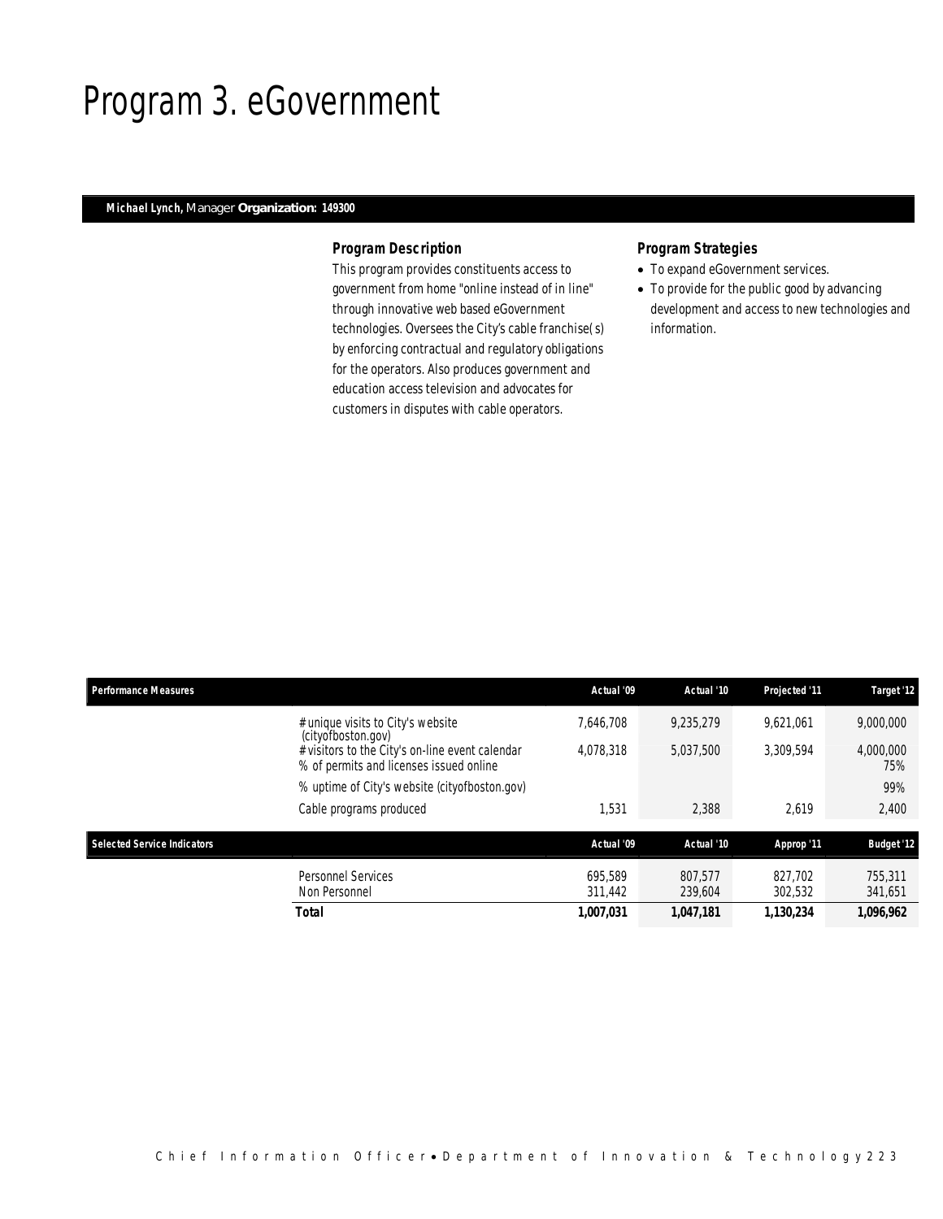# Program 3. eGovernment

**Michael Lynch,** Manager **Organization: 149300**

### *Program Description*

This program provides constituents access to government from home "online instead of in line" through innovative web based eGovernment technologies. Oversees the City's cable franchise(s) by enforcing contractual and regulatory obligations for the operators. Also produces government and education access television and advocates for customers in disputes with cable operators.

### *Program Strategies*

- To expand eGovernment services.
- To provide for the public good by advancing development and access to new technologies and information.

| Performance Measures | | Actual '09 | Actual '10 | Projected '11 | Target '12 |
|---|---|---|---|---|---|
| | # unique visits to City's website (cityofboston.gov) | 7,646,708 | 9,235,279 | 9,621,061 | 9,000,000 |
| | # visitors to the City's on-line event calendar | 4,078,318 | 5,037,500 | 3,309,594 | 4,000,000 |
| | % of permits and licenses issued online | | | | 75% |
| | % uptime of City's website (cityofboston.gov) | | | | 99% |
| | Cable programs produced | 1,531 | 2,388 | 2,619 | 2,400 |

| Selected Service Indicators | | Actual '09 | Actual '10 | Approp '11 | Budget '12 |
|---|---|---|---|---|---|
| | Personnel Services | 695,589 | 807,577 | 827,702 | 755,311 |
| | Non Personnel | 311,442 | 239,604 | 302,532 | 341,651 |
| | **Total** | **1,007,031** | **1,047,181** | **1,130,234** | **1,096,962** |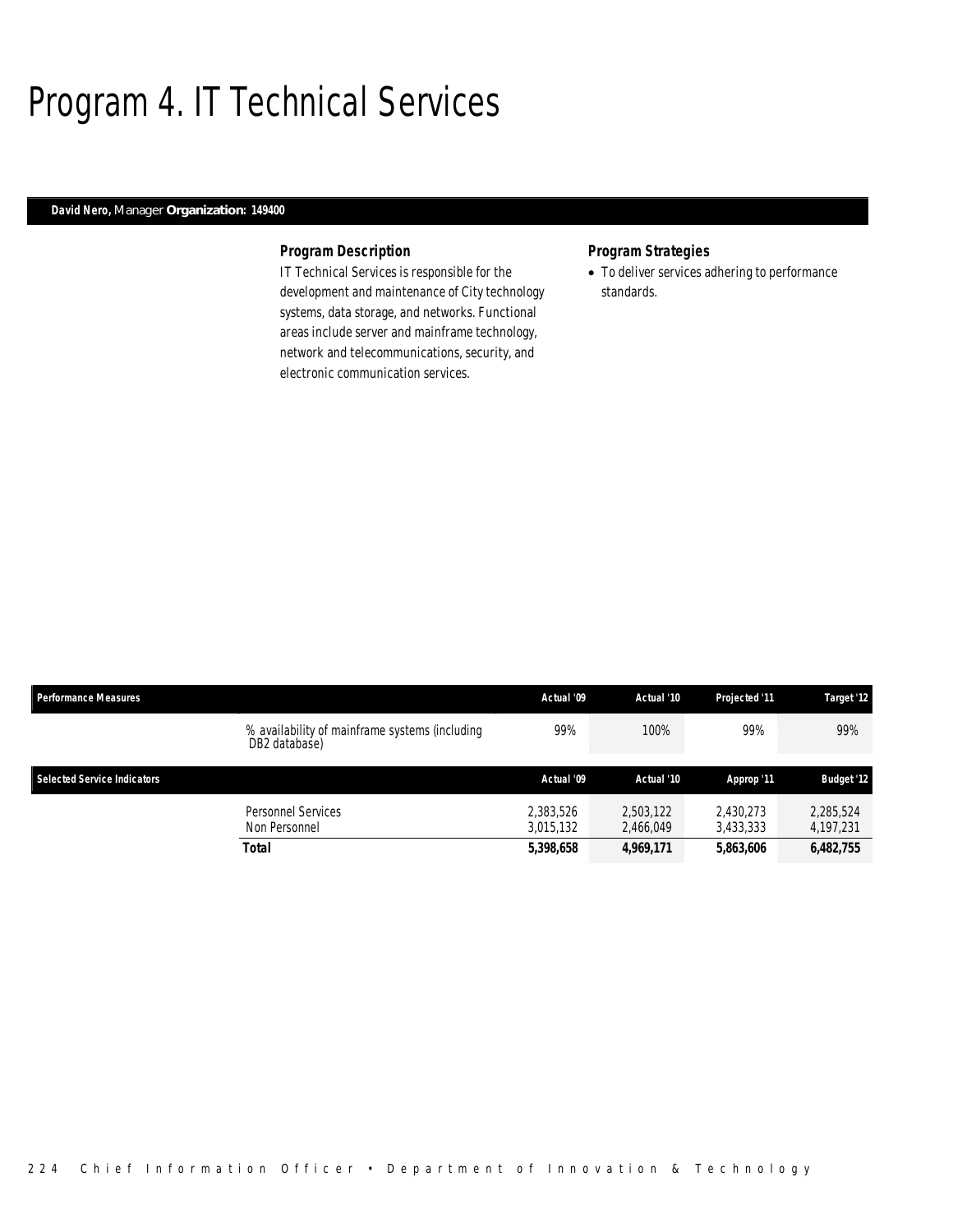# Program 4. IT Technical Services

**David Nero,** Manager **Organization: 149400**

### *Program Description*

IT Technical Services is responsible for the development and maintenance of City technology systems, data storage, and networks. Functional areas include server and mainframe technology, network and telecommunications, security, and electronic communication services.

### *Program Strategies*

- To deliver services adhering to performance standards.

| Performance Measures | | Actual '09 | Actual '10 | Projected '11 | Target '12 |
|---|---|---|---|---|---|
| | % availability of mainframe systems (including DB2 database) | 99% | 100% | 99% | 99% |

| Selected Service Indicators | | Actual '09 | Actual '10 | Approp '11 | Budget '12 |
|---|---|---|---|---|---|
| | Personnel Services | 2,383,526 | 2,503,122 | 2,430,273 | 2,285,524 |
| | Non Personnel | 3,015,132 | 2,466,049 | 3,433,333 | 4,197,231 |
| | **Total** | **5,398,658** | **4,969,171** | **5,863,606** | **6,482,755** |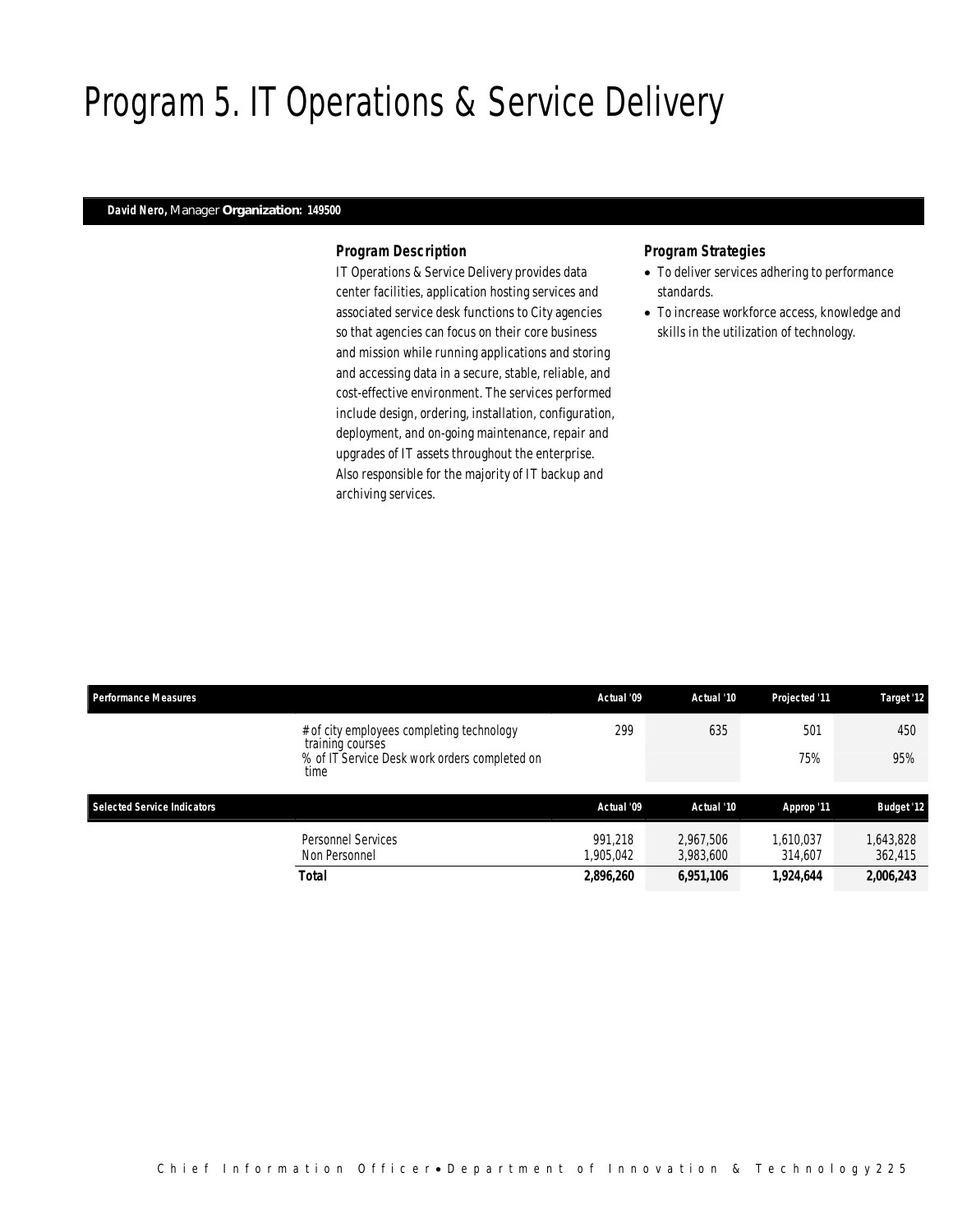# Program 5. IT Operations & Service Delivery

**David Nero,** Manager **Organization: 149500**

### *Program Description*

IT Operations & Service Delivery provides data center facilities, application hosting services and associated service desk functions to City agencies so that agencies can focus on their core business and mission while running applications and storing and accessing data in a secure, stable, reliable, and cost-effective environment. The services performed include design, ordering, installation, configuration, deployment, and on-going maintenance, repair and upgrades of IT assets throughout the enterprise. Also responsible for the majority of IT backup and archiving services.

### *Program Strategies*

- To deliver services adhering to performance standards.
- To increase workforce access, knowledge and skills in the utilization of technology.

| Performance Measures | Actual '09 | Actual '10 | Projected '11 | Target '12 |
|---|---|---|---|---|
| # of city employees completing technology training courses | 299 | 635 | 501 | 450 |
| % of IT Service Desk work orders completed on time | | | 75% | 95% |

| Selected Service Indicators | Actual '09 | Actual '10 | Approp '11 | Budget '12 |
|---|---|---|---|---|
| Personnel Services | 991,218 | 2,967,506 | 1,610,037 | 1,643,828 |
| Non Personnel | 1,905,042 | 3,983,600 | 314,607 | 362,415 |
| **Total** | **2,896,260** | **6,951,106** | **1,924,644** | **2,006,243** |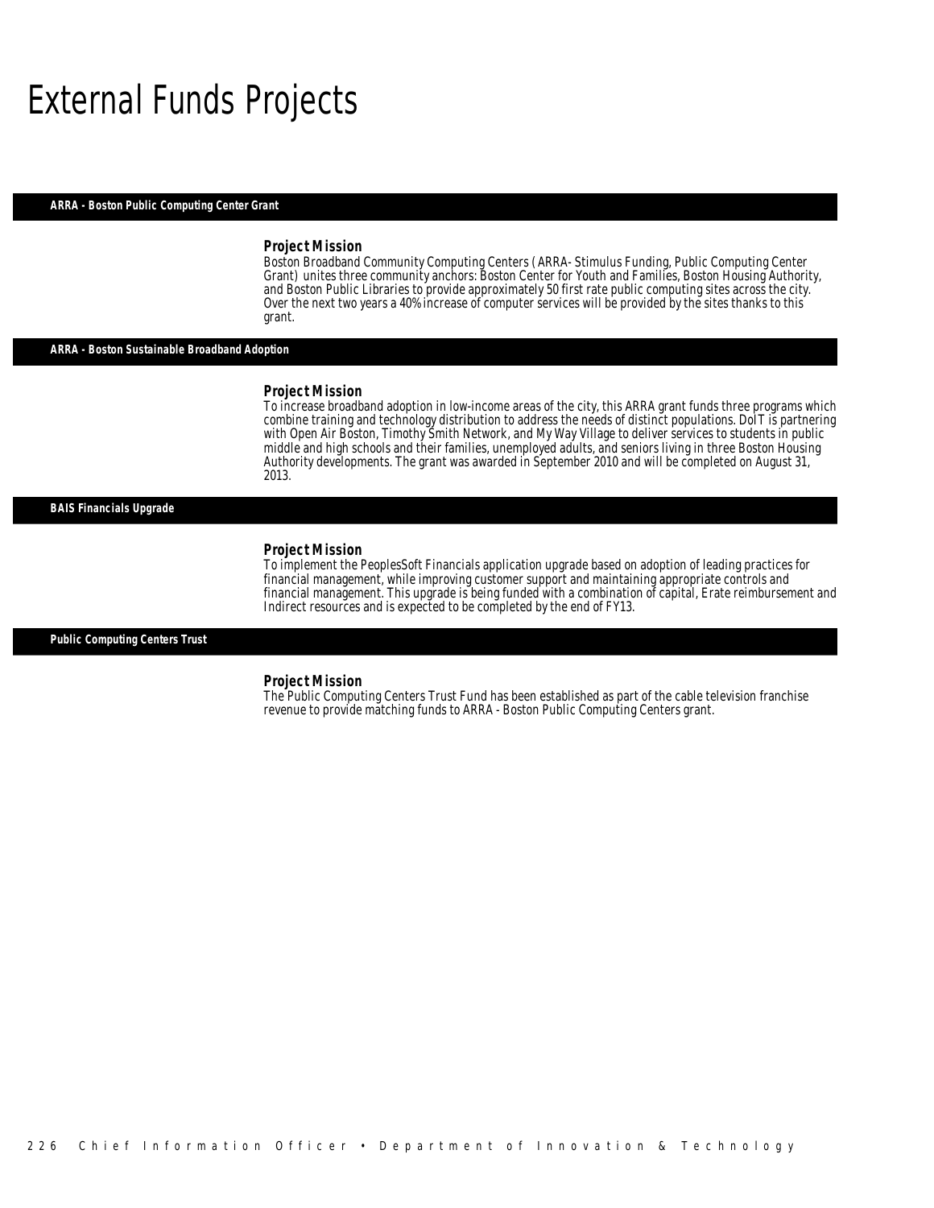# External Funds Projects

## ARRA - Boston Public Computing Center Grant

### Project Mission

Boston Broadband Community Computing Centers ( ARRA- Stimulus Funding, Public Computing Center Grant) unites three community anchors: Boston Center for Youth and Families, Boston Housing Authority, and Boston Public Libraries to provide approximately 50 first rate public computing sites across the city. Over the next two years a 40% increase of computer services will be provided by the sites thanks to this grant.

## ARRA - Boston Sustainable Broadband Adoption

### Project Mission

To increase broadband adoption in low-income areas of the city, this ARRA grant funds three programs which combine training and technology distribution to address the needs of distinct populations. DoIT is partnering with Open Air Boston, Timothy Smith Network, and My Way Village to deliver services to students in public middle and high schools and their families, unemployed adults, and seniors living in three Boston Housing Authority developments. The grant was awarded in September 2010 and will be completed on August 31, 2013.

## BAIS Financials Upgrade

### Project Mission

To implement the PeoplesSoft Financials application upgrade based on adoption of leading practices for financial management, while improving customer support and maintaining appropriate controls and financial management. This upgrade is being funded with a combination of capital, Erate reimbursement and Indirect resources and is expected to be completed by the end of FY13.

## Public Computing Centers Trust

### Project Mission

The Public Computing Centers Trust Fund has been established as part of the cable television franchise revenue to provide matching funds to ARRA - Boston Public Computing Centers grant.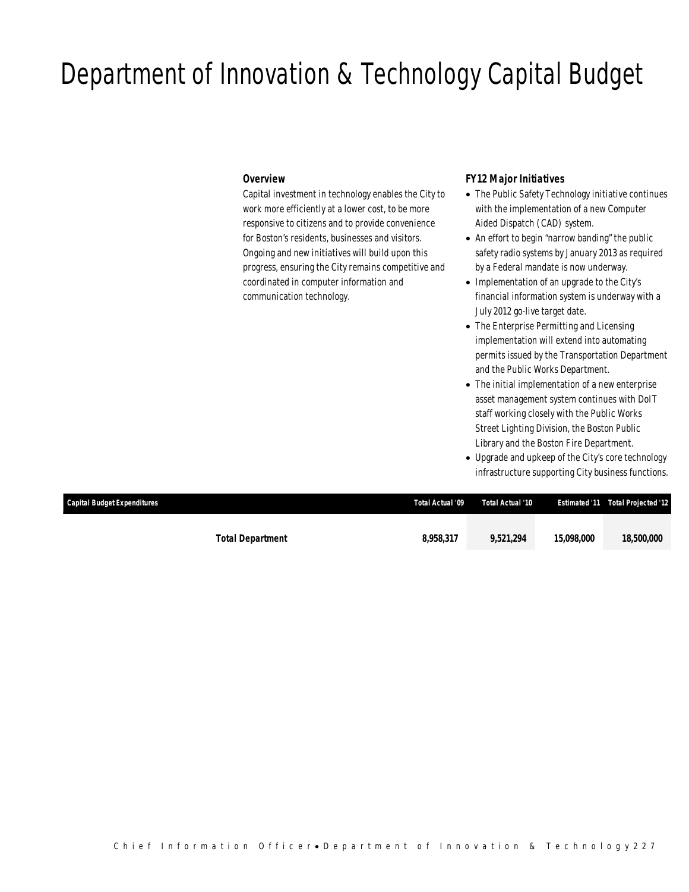# Department of Innovation & Technology Capital Budget

### Overview

Capital investment in technology enables the City to work more efficiently at a lower cost, to be more responsive to citizens and to provide convenience for Boston's residents, businesses and visitors. Ongoing and new initiatives will build upon this progress, ensuring the City remains competitive and coordinated in computer information and communication technology.

### FY12 Major Initiatives

- The Public Safety Technology initiative continues with the implementation of a new Computer Aided Dispatch (CAD) system.
- An effort to begin "narrow banding" the public safety radio systems by January 2013 as required by a Federal mandate is now underway.
- Implementation of an upgrade to the City's financial information system is underway with a July 2012 go-live target date.
- The Enterprise Permitting and Licensing implementation will extend into automating permits issued by the Transportation Department and the Public Works Department.
- The initial implementation of a new enterprise asset management system continues with DoIT staff working closely with the Public Works Street Lighting Division, the Boston Public Library and the Boston Fire Department.
- Upgrade and upkeep of the City's core technology infrastructure supporting City business functions.

| Capital Budget Expenditures | Total Actual '09 | Total Actual '10 | Estimated '11 | Total Projected '12 |
|---|---|---|---|---|
| **Total Department** | **8,958,317** | **9,521,294** | **15,098,000** | **18,500,000** |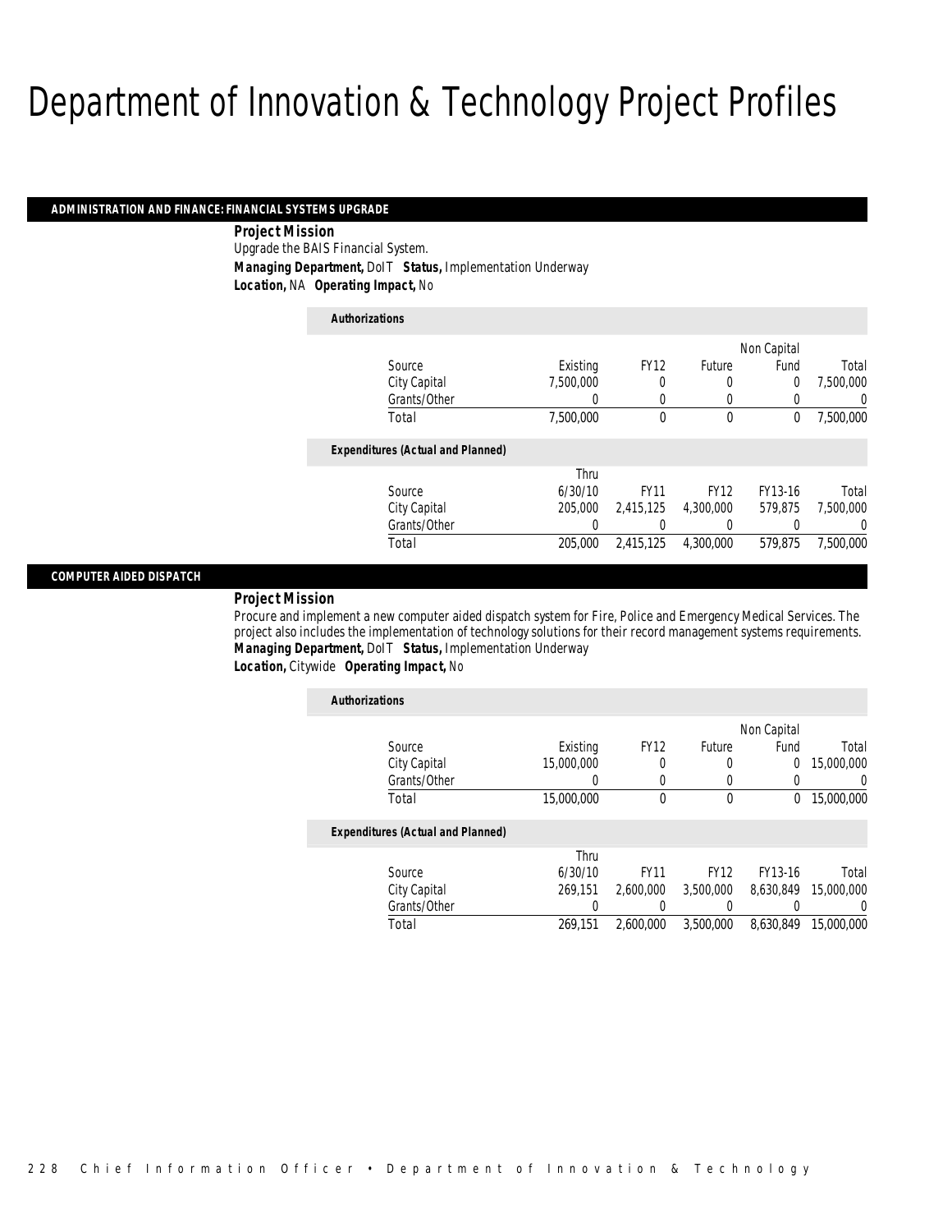# Department of Innovation & Technology Project Profiles

## ADMINISTRATION AND FINANCE: FINANCIAL SYSTEMS UPGRADE

**Project Mission**

Upgrade the BAIS Financial System.

***Managing Department,*** DoIT ***Status,*** Implementation Underway

***Location,*** NA ***Operating Impact,*** No

***Authorizations***

| Source | Existing | FY12 | Future | Non Capital Fund | Total |
|---|---|---|---|---|---|
| City Capital | 7,500,000 | 0 | 0 | 0 | 7,500,000 |
| Grants/Other | 0 | 0 | 0 | 0 | 0 |
| Total | 7,500,000 | 0 | 0 | 0 | 7,500,000 |

***Expenditures (Actual and Planned)***

| Source | Thru 6/30/10 | FY11 | FY12 | FY13-16 | Total |
|---|---|---|---|---|---|
| City Capital | 205,000 | 2,415,125 | 4,300,000 | 579,875 | 7,500,000 |
| Grants/Other | 0 | 0 | 0 | 0 | 0 |
| Total | 205,000 | 2,415,125 | 4,300,000 | 579,875 | 7,500,000 |

## COMPUTER AIDED DISPATCH

**Project Mission**

Procure and implement a new computer aided dispatch system for Fire, Police and Emergency Medical Services. The project also includes the implementation of technology solutions for their record management systems requirements.

***Managing Department,*** DoIT ***Status,*** Implementation Underway

***Location,*** Citywide ***Operating Impact,*** No

***Authorizations***

| Source | Existing | FY12 | Future | Non Capital Fund | Total |
|---|---|---|---|---|---|
| City Capital | 15,000,000 | 0 | 0 | 0 | 15,000,000 |
| Grants/Other | 0 | 0 | 0 | 0 | 0 |
| Total | 15,000,000 | 0 | 0 | 0 | 15,000,000 |

***Expenditures (Actual and Planned)***

| Source | Thru 6/30/10 | FY11 | FY12 | FY13-16 | Total |
|---|---|---|---|---|---|
| City Capital | 269,151 | 2,600,000 | 3,500,000 | 8,630,849 | 15,000,000 |
| Grants/Other | 0 | 0 | 0 | 0 | 0 |
| Total | 269,151 | 2,600,000 | 3,500,000 | 8,630,849 | 15,000,000 |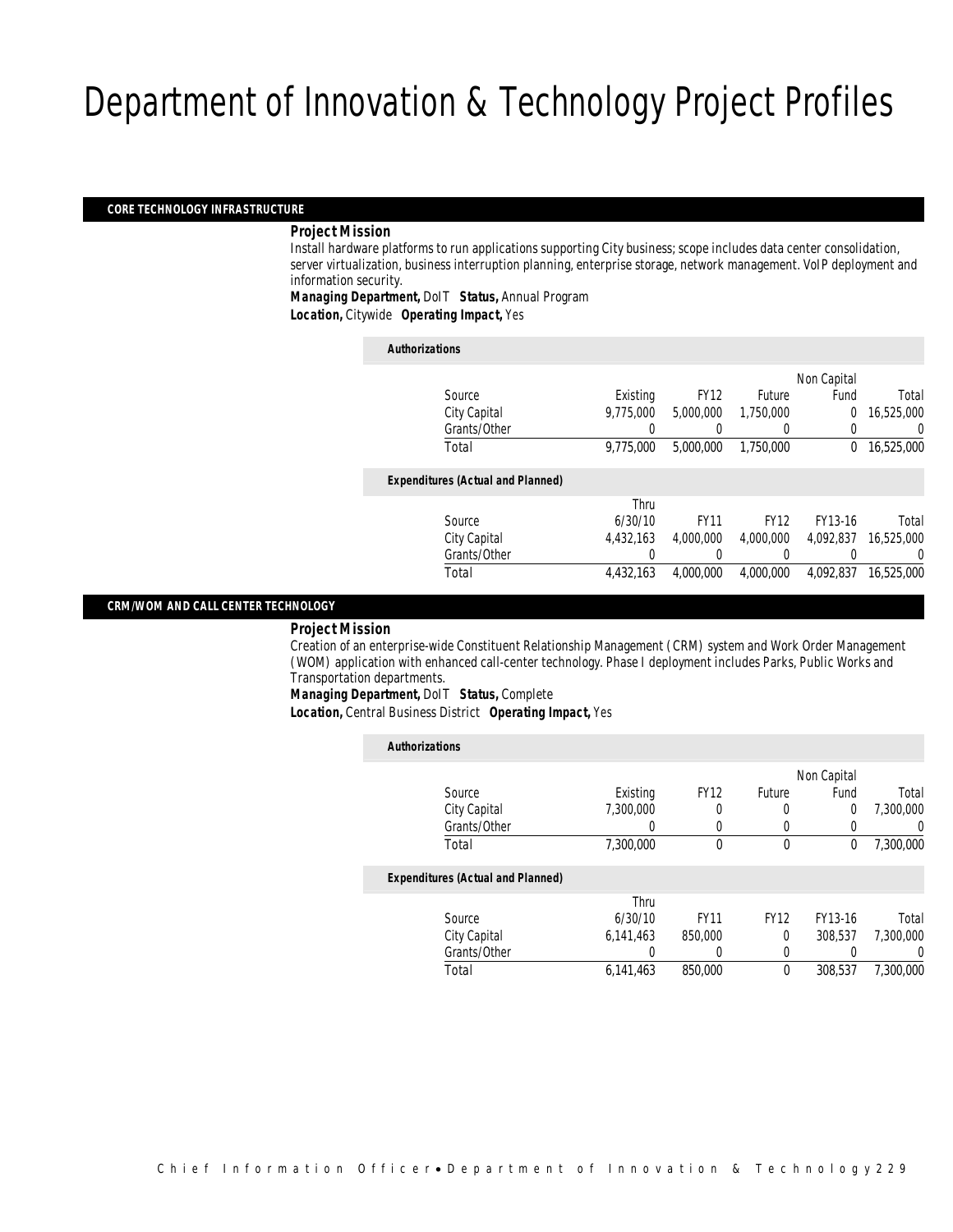# Department of Innovation & Technology Project Profiles

## CORE TECHNOLOGY INFRASTRUCTURE

***Project Mission***

Install hardware platforms to run applications supporting City business; scope includes data center consolidation, server virtualization, business interruption planning, enterprise storage, network management. VoIP deployment and information security.

***Managing Department,*** DoIT ***Status,*** Annual Program

***Location,*** Citywide ***Operating Impact,*** Yes

***Authorizations***

| Source | Existing | FY12 | Future | Non Capital Fund | Total |
|---|---|---|---|---|---|
| City Capital | 9,775,000 | 5,000,000 | 1,750,000 | 0 | 16,525,000 |
| Grants/Other | 0 | 0 | 0 | 0 | 0 |
| Total | 9,775,000 | 5,000,000 | 1,750,000 | 0 | 16,525,000 |

***Expenditures (Actual and Planned)***

| Source | Thru 6/30/10 | FY11 | FY12 | FY13-16 | Total |
|---|---|---|---|---|---|
| City Capital | 4,432,163 | 4,000,000 | 4,000,000 | 4,092,837 | 16,525,000 |
| Grants/Other | 0 | 0 | 0 | 0 | 0 |
| Total | 4,432,163 | 4,000,000 | 4,000,000 | 4,092,837 | 16,525,000 |

## CRM/WOM AND CALL CENTER TECHNOLOGY

***Project Mission***

Creation of an enterprise-wide Constituent Relationship Management (CRM) system and Work Order Management (WOM) application with enhanced call-center technology. Phase I deployment includes Parks, Public Works and Transportation departments.

***Managing Department,*** DoIT ***Status,*** Complete

***Location,*** Central Business District ***Operating Impact,*** Yes

***Authorizations***

| Source | Existing | FY12 | Future | Non Capital Fund | Total |
|---|---|---|---|---|---|
| City Capital | 7,300,000 | 0 | 0 | 0 | 7,300,000 |
| Grants/Other | 0 | 0 | 0 | 0 | 0 |
| Total | 7,300,000 | 0 | 0 | 0 | 7,300,000 |

***Expenditures (Actual and Planned)***

| Source | Thru 6/30/10 | FY11 | FY12 | FY13-16 | Total |
|---|---|---|---|---|---|
| City Capital | 6,141,463 | 850,000 | 0 | 308,537 | 7,300,000 |
| Grants/Other | 0 | 0 | 0 | 0 | 0 |
| Total | 6,141,463 | 850,000 | 0 | 308,537 | 7,300,000 |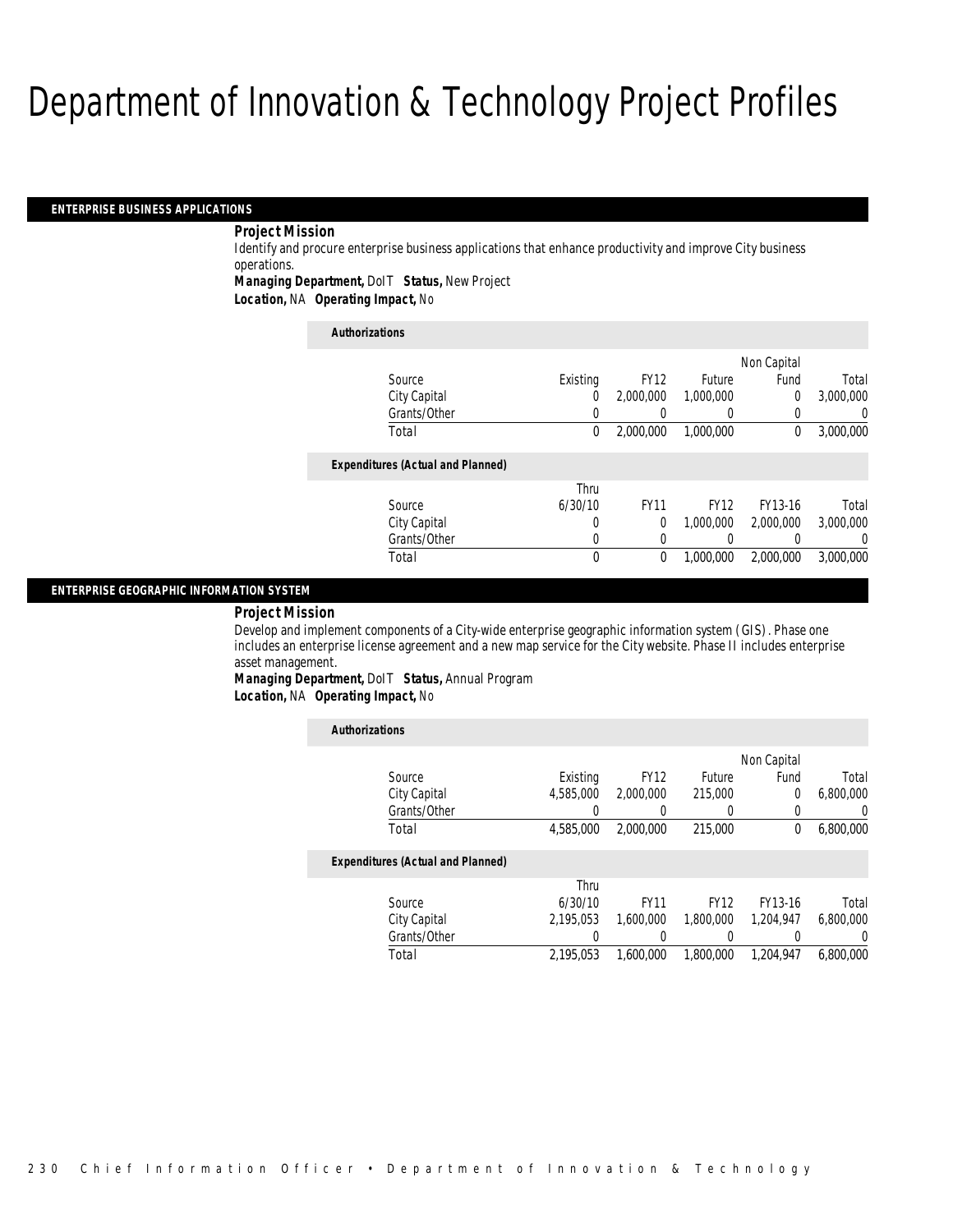# Department of Innovation & Technology Project Profiles

## ENTERPRISE BUSINESS APPLICATIONS

***Project Mission***

Identify and procure enterprise business applications that enhance productivity and improve City business operations.

***Managing Department,*** DoIT ***Status,*** New Project

***Location,*** NA ***Operating Impact,*** No

***Authorizations***

| Source | Existing | FY12 | Future | Non Capital Fund | Total |
|---|---|---|---|---|---|
| City Capital | 0 | 2,000,000 | 1,000,000 | 0 | 3,000,000 |
| Grants/Other | 0 | 0 | 0 | 0 | 0 |
| Total | 0 | 2,000,000 | 1,000,000 | 0 | 3,000,000 |

***Expenditures (Actual and Planned)***

| Source | Thru 6/30/10 | FY11 | FY12 | FY13-16 | Total |
|---|---|---|---|---|---|
| City Capital | 0 | 0 | 1,000,000 | 2,000,000 | 3,000,000 |
| Grants/Other | 0 | 0 | 0 | 0 | 0 |
| Total | 0 | 0 | 1,000,000 | 2,000,000 | 3,000,000 |

## ENTERPRISE GEOGRAPHIC INFORMATION SYSTEM

***Project Mission***

Develop and implement components of a City-wide enterprise geographic information system (GIS). Phase one includes an enterprise license agreement and a new map service for the City website. Phase II includes enterprise asset management.

***Managing Department,*** DoIT ***Status,*** Annual Program

***Location,*** NA ***Operating Impact,*** No

***Authorizations***

| Source | Existing | FY12 | Future | Non Capital Fund | Total |
|---|---|---|---|---|---|
| City Capital | 4,585,000 | 2,000,000 | 215,000 | 0 | 6,800,000 |
| Grants/Other | 0 | 0 | 0 | 0 | 0 |
| Total | 4,585,000 | 2,000,000 | 215,000 | 0 | 6,800,000 |

***Expenditures (Actual and Planned)***

| Source | Thru 6/30/10 | FY11 | FY12 | FY13-16 | Total |
|---|---|---|---|---|---|
| City Capital | 2,195,053 | 1,600,000 | 1,800,000 | 1,204,947 | 6,800,000 |
| Grants/Other | 0 | 0 | 0 | 0 | 0 |
| Total | 2,195,053 | 1,600,000 | 1,800,000 | 1,204,947 | 6,800,000 |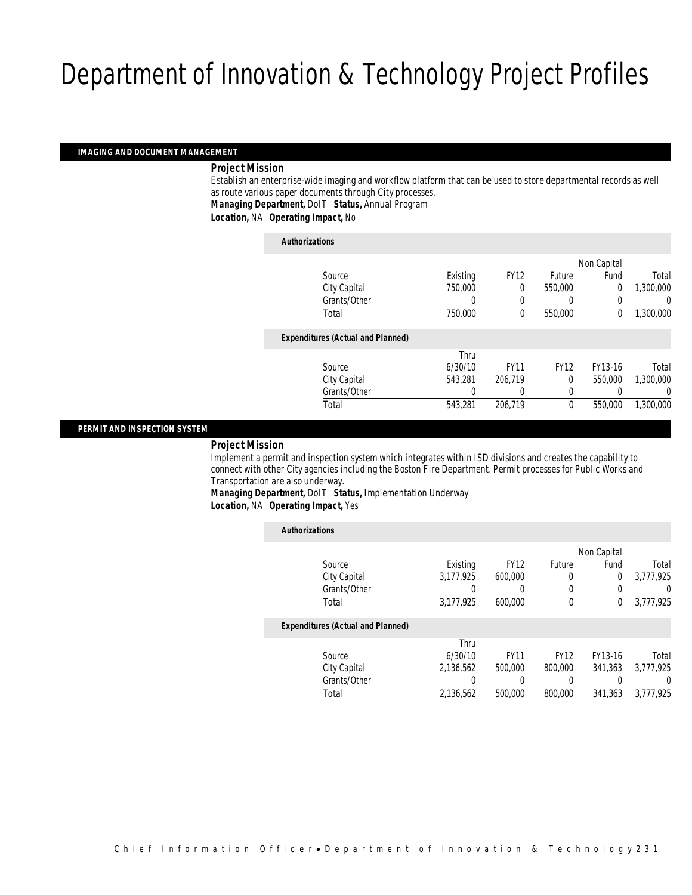# Department of Innovation & Technology Project Profiles

## IMAGING AND DOCUMENT MANAGEMENT

***Project Mission***

Establish an enterprise-wide imaging and workflow platform that can be used to store departmental records as well as route various paper documents through City processes.

***Managing Department,*** DoIT ***Status,*** Annual Program

***Location,*** NA ***Operating Impact,*** No

***Authorizations***

| Source | Existing | FY12 | Future | Non Capital Fund | Total |
|---|---|---|---|---|---|
| City Capital | 750,000 | 0 | 550,000 | 0 | 1,300,000 |
| Grants/Other | 0 | 0 | 0 | 0 | 0 |
| Total | 750,000 | 0 | 550,000 | 0 | 1,300,000 |

***Expenditures (Actual and Planned)***

| Source | Thru 6/30/10 | FY11 | FY12 | FY13-16 | Total |
|---|---|---|---|---|---|
| City Capital | 543,281 | 206,719 | 0 | 550,000 | 1,300,000 |
| Grants/Other | 0 | 0 | 0 | 0 | 0 |
| Total | 543,281 | 206,719 | 0 | 550,000 | 1,300,000 |

## PERMIT AND INSPECTION SYSTEM

***Project Mission***

Implement a permit and inspection system which integrates within ISD divisions and creates the capability to connect with other City agencies including the Boston Fire Department. Permit processes for Public Works and Transportation are also underway.

***Managing Department,*** DoIT ***Status,*** Implementation Underway

***Location,*** NA ***Operating Impact,*** Yes

***Authorizations***

| Source | Existing | FY12 | Future | Non Capital Fund | Total |
|---|---|---|---|---|---|
| City Capital | 3,177,925 | 600,000 | 0 | 0 | 3,777,925 |
| Grants/Other | 0 | 0 | 0 | 0 | 0 |
| Total | 3,177,925 | 600,000 | 0 | 0 | 3,777,925 |

***Expenditures (Actual and Planned)***

| Source | Thru 6/30/10 | FY11 | FY12 | FY13-16 | Total |
|---|---|---|---|---|---|
| City Capital | 2,136,562 | 500,000 | 800,000 | 341,363 | 3,777,925 |
| Grants/Other | 0 | 0 | 0 | 0 | 0 |
| Total | 2,136,562 | 500,000 | 800,000 | 341,363 | 3,777,925 |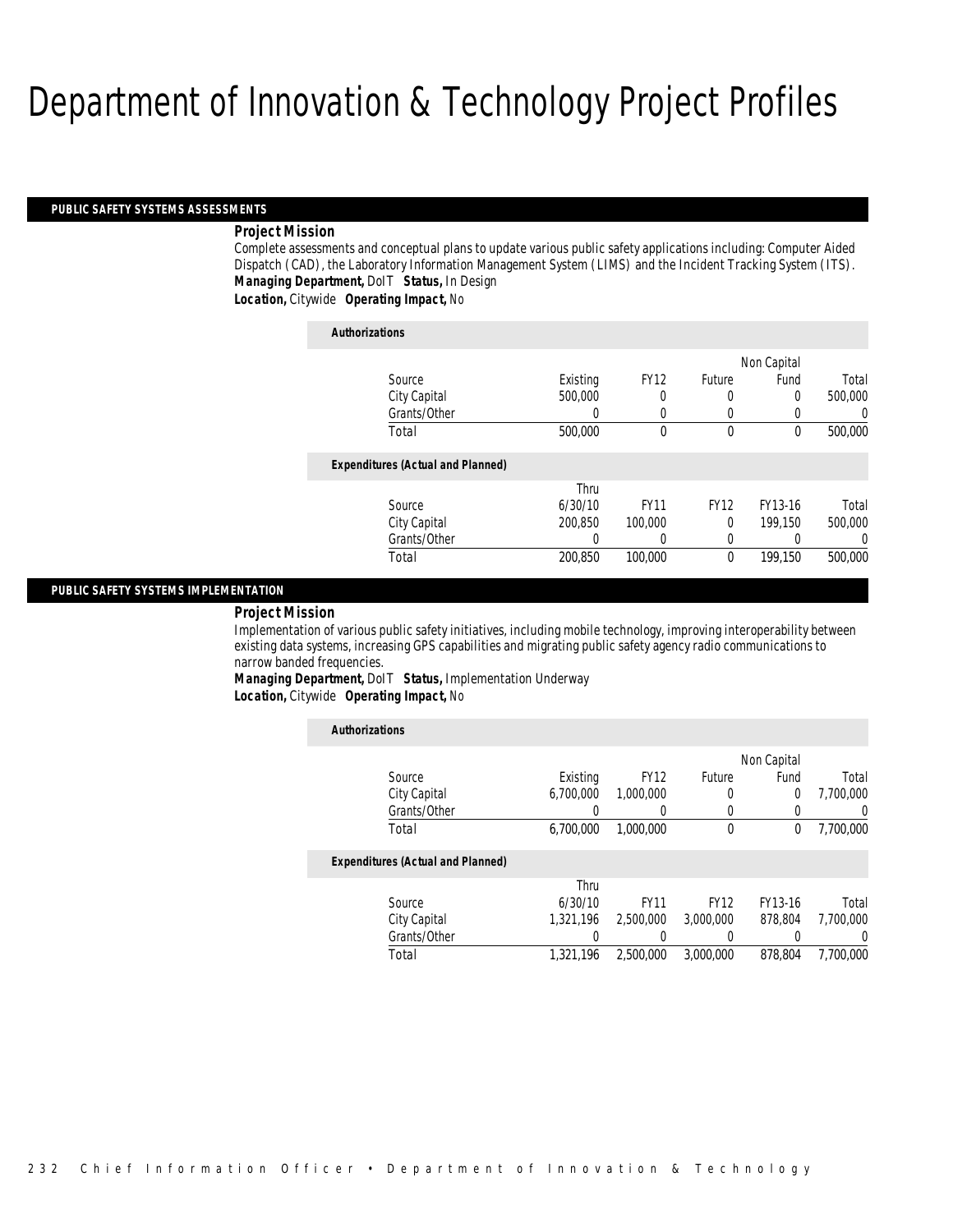# Department of Innovation & Technology Project Profiles

## PUBLIC SAFETY SYSTEMS ASSESSMENTS

***Project Mission***

Complete assessments and conceptual plans to update various public safety applications including: Computer Aided Dispatch (CAD), the Laboratory Information Management System (LIMS) and the Incident Tracking System (ITS).

***Managing Department,*** DoIT ***Status,*** In Design

***Location,*** Citywide ***Operating Impact,*** No

***Authorizations***

| Source | Existing | FY12 | Future | Non Capital Fund | Total |
|---|---|---|---|---|---|
| City Capital | 500,000 | 0 | 0 | 0 | 500,000 |
| Grants/Other | 0 | 0 | 0 | 0 | 0 |
| Total | 500,000 | 0 | 0 | 0 | 500,000 |

***Expenditures (Actual and Planned)***

| Source | Thru 6/30/10 | FY11 | FY12 | FY13-16 | Total |
|---|---|---|---|---|---|
| City Capital | 200,850 | 100,000 | 0 | 199,150 | 500,000 |
| Grants/Other | 0 | 0 | 0 | 0 | 0 |
| Total | 200,850 | 100,000 | 0 | 199,150 | 500,000 |

## PUBLIC SAFETY SYSTEMS IMPLEMENTATION

***Project Mission***

Implementation of various public safety initiatives, including mobile technology, improving interoperability between existing data systems, increasing GPS capabilities and migrating public safety agency radio communications to narrow banded frequencies.

***Managing Department,*** DoIT ***Status,*** Implementation Underway

***Location,*** Citywide ***Operating Impact,*** No

***Authorizations***

| Source | Existing | FY12 | Future | Non Capital Fund | Total |
|---|---|---|---|---|---|
| City Capital | 6,700,000 | 1,000,000 | 0 | 0 | 7,700,000 |
| Grants/Other | 0 | 0 | 0 | 0 | 0 |
| Total | 6,700,000 | 1,000,000 | 0 | 0 | 7,700,000 |

***Expenditures (Actual and Planned)***

| Source | Thru 6/30/10 | FY11 | FY12 | FY13-16 | Total |
|---|---|---|---|---|---|
| City Capital | 1,321,196 | 2,500,000 | 3,000,000 | 878,804 | 7,700,000 |
| Grants/Other | 0 | 0 | 0 | 0 | 0 |
| Total | 1,321,196 | 2,500,000 | 3,000,000 | 878,804 | 7,700,000 |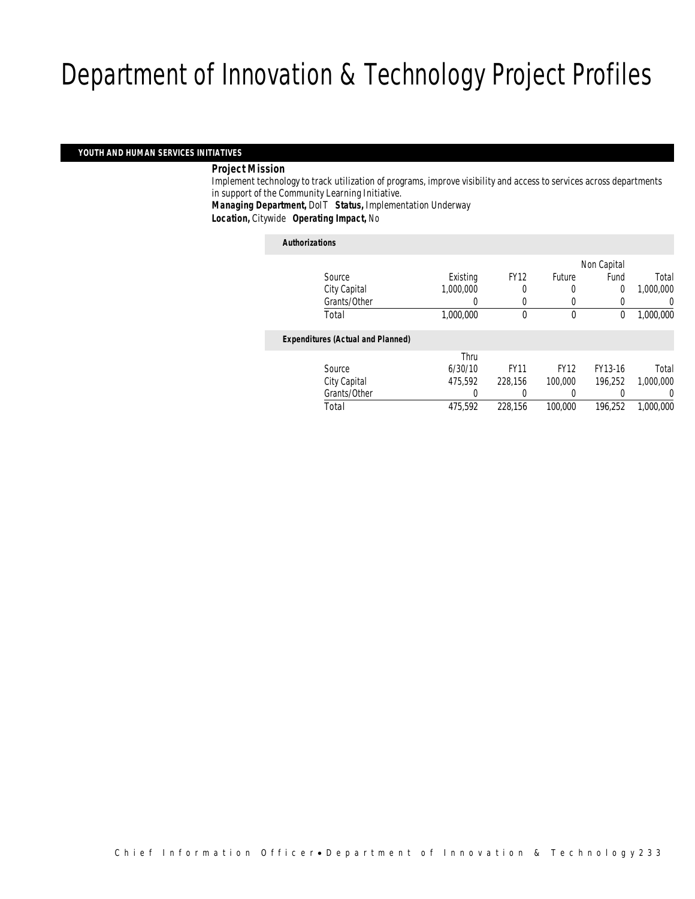# Department of Innovation & Technology Project Profiles

## YOUTH AND HUMAN SERVICES INITIATIVES

***Project Mission***

Implement technology to track utilization of programs, improve visibility and access to services across departments in support of the Community Learning Initiative.

***Managing Department,*** DoIT ***Status,*** Implementation Underway

***Location,*** Citywide ***Operating Impact,*** No

***Authorizations***

| Source | Existing | FY12 | Future | Non Capital Fund | Total |
|---|---|---|---|---|---|
| City Capital | 1,000,000 | 0 | 0 | 0 | 1,000,000 |
| Grants/Other | 0 | 0 | 0 | 0 | 0 |
| Total | 1,000,000 | 0 | 0 | 0 | 1,000,000 |

***Expenditures (Actual and Planned)***

| Source | Thru 6/30/10 | FY11 | FY12 | FY13-16 | Total |
|---|---|---|---|---|---|
| City Capital | 475,592 | 228,156 | 100,000 | 196,252 | 1,000,000 |
| Grants/Other | 0 | 0 | 0 | 0 | 0 |
| Total | 475,592 | 228,156 | 100,000 | 196,252 | 1,000,000 |